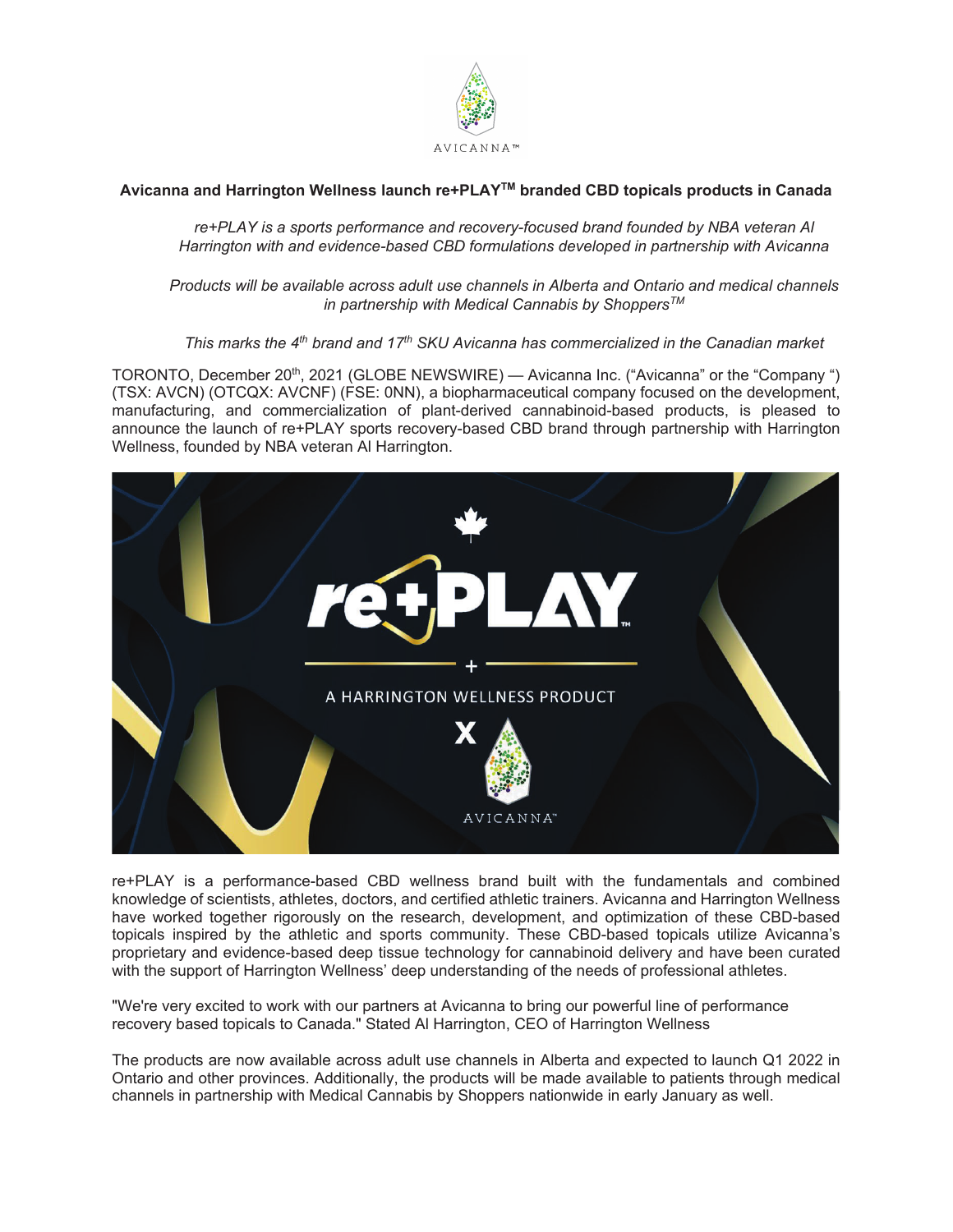# Avicanna and Harrington Wellness launch re+PLAY™ branded CBD topicals products in Canada

*re+PLAY is a sports performance and recovery-focused brand founded by NBA veteran Al Harrington with and evidence-based CBD formulations developed in partnership with Avicanna*

*Products will be available across adult use channels in Alberta and Ontario and medical channels in partnership with Medical Cannabis by Shoppers™*

*This marks the 4th brand and 17th SKU Avicanna has commercialized in the Canadian market*

TORONTO, December 20th, 2021 (GLOBE NEWSWIRE) — Avicanna Inc. ("Avicanna" or the "Company ") (TSX: AVCN) (OTCQX: AVCNF) (FSE: 0NN), a biopharmaceutical company focused on the development, manufacturing, and commercialization of plant-derived cannabinoid-based products, is pleased to announce the launch of re+PLAY sports recovery-based CBD brand through partnership with Harrington Wellness, founded by NBA veteran Al Harrington.

re+PLAY is a performance-based CBD wellness brand built with the fundamentals and combined knowledge of scientists, athletes, doctors, and certified athletic trainers. Avicanna and Harrington Wellness have worked together rigorously on the research, development, and optimization of these CBD-based topicals inspired by the athletic and sports community. These CBD-based topicals utilize Avicanna's proprietary and evidence-based deep tissue technology for cannabinoid delivery and have been curated with the support of Harrington Wellness' deep understanding of the needs of professional athletes.

"We're very excited to work with our partners at Avicanna to bring our powerful line of performance recovery based topicals to Canada." Stated Al Harrington, CEO of Harrington Wellness

The products are now available across adult use channels in Alberta and expected to launch Q1 2022 in Ontario and other provinces. Additionally, the products will be made available to patients through medical channels in partnership with Medical Cannabis by Shoppers nationwide in early January as well.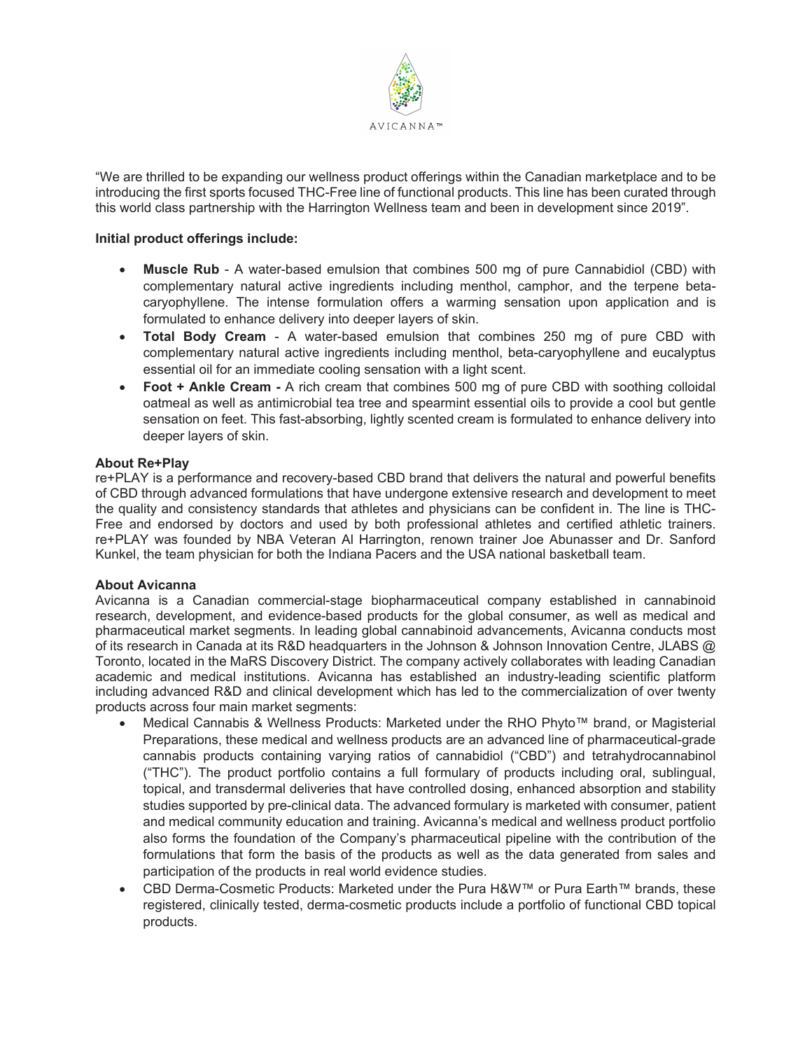"We are thrilled to be expanding our wellness product offerings within the Canadian marketplace and to be introducing the first sports focused THC-Free line of functional products. This line has been curated through this world class partnership with the Harrington Wellness team and been in development since 2019".

**Initial product offerings include:**

- **Muscle Rub** - A water-based emulsion that combines 500 mg of pure Cannabidiol (CBD) with complementary natural active ingredients including menthol, camphor, and the terpene beta-caryophyllene. The intense formulation offers a warming sensation upon application and is formulated to enhance delivery into deeper layers of skin.
- **Total Body Cream** - A water-based emulsion that combines 250 mg of pure CBD with complementary natural active ingredients including menthol, beta-caryophyllene and eucalyptus essential oil for an immediate cooling sensation with a light scent.
- **Foot + Ankle Cream -** A rich cream that combines 500 mg of pure CBD with soothing colloidal oatmeal as well as antimicrobial tea tree and spearmint essential oils to provide a cool but gentle sensation on feet. This fast-absorbing, lightly scented cream is formulated to enhance delivery into deeper layers of skin.

**About Re+Play**

re+PLAY is a performance and recovery-based CBD brand that delivers the natural and powerful benefits of CBD through advanced formulations that have undergone extensive research and development to meet the quality and consistency standards that athletes and physicians can be confident in. The line is THC-Free and endorsed by doctors and used by both professional athletes and certified athletic trainers. re+PLAY was founded by NBA Veteran Al Harrington, renown trainer Joe Abunasser and Dr. Sanford Kunkel, the team physician for both the Indiana Pacers and the USA national basketball team.

**About Avicanna**

Avicanna is a Canadian commercial-stage biopharmaceutical company established in cannabinoid research, development, and evidence-based products for the global consumer, as well as medical and pharmaceutical market segments. In leading global cannabinoid advancements, Avicanna conducts most of its research in Canada at its R&D headquarters in the Johnson & Johnson Innovation Centre, JLABS @ Toronto, located in the MaRS Discovery District. The company actively collaborates with leading Canadian academic and medical institutions. Avicanna has established an industry-leading scientific platform including advanced R&D and clinical development which has led to the commercialization of over twenty products across four main market segments:

- Medical Cannabis & Wellness Products: Marketed under the RHO Phyto™ brand, or Magisterial Preparations, these medical and wellness products are an advanced line of pharmaceutical-grade cannabis products containing varying ratios of cannabidiol ("CBD") and tetrahydrocannabinol ("THC"). The product portfolio contains a full formulary of products including oral, sublingual, topical, and transdermal deliveries that have controlled dosing, enhanced absorption and stability studies supported by pre-clinical data. The advanced formulary is marketed with consumer, patient and medical community education and training. Avicanna's medical and wellness product portfolio also forms the foundation of the Company's pharmaceutical pipeline with the contribution of the formulations that form the basis of the products as well as the data generated from sales and participation of the products in real world evidence studies.
- CBD Derma-Cosmetic Products: Marketed under the Pura H&W™ or Pura Earth™ brands, these registered, clinically tested, derma-cosmetic products include a portfolio of functional CBD topical products.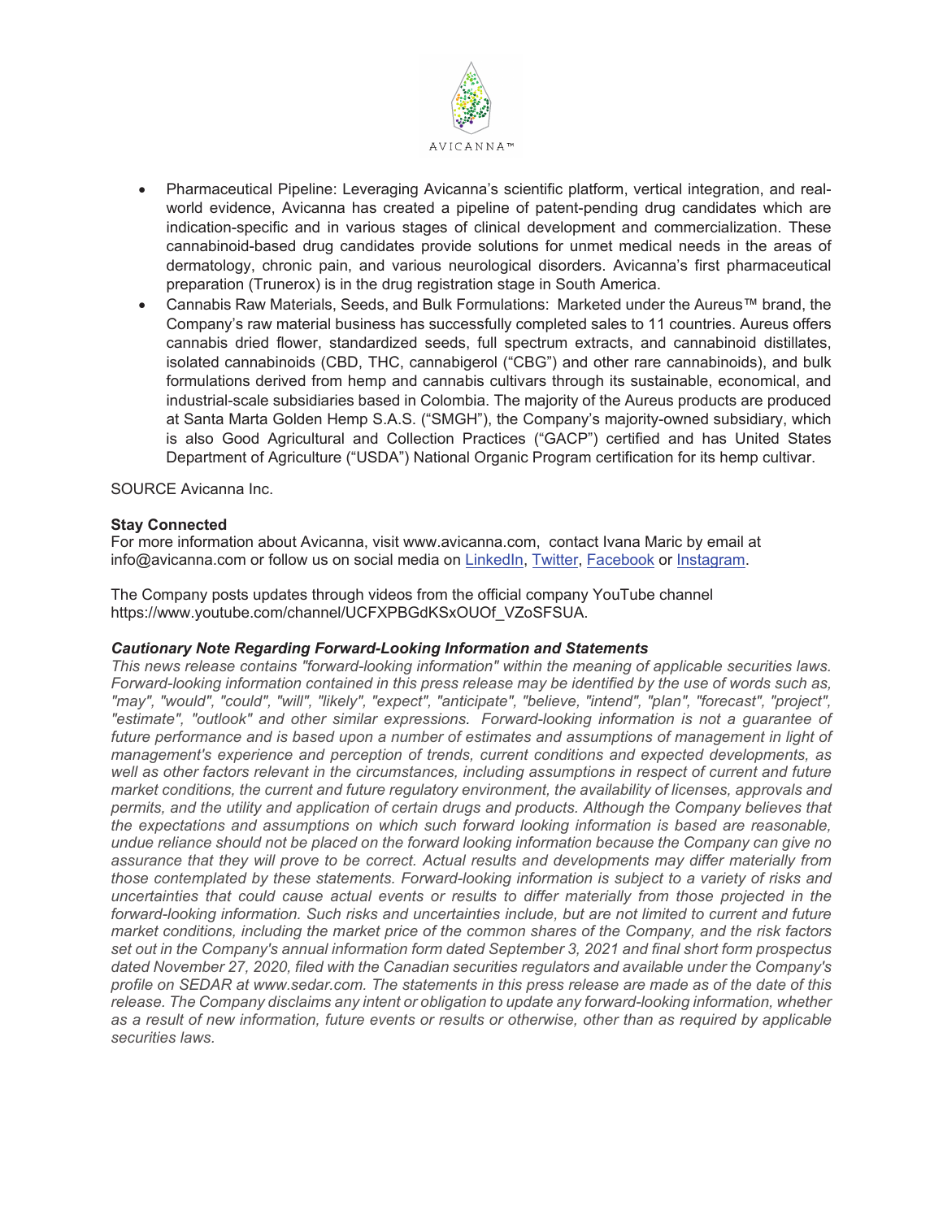- Pharmaceutical Pipeline: Leveraging Avicanna's scientific platform, vertical integration, and real-world evidence, Avicanna has created a pipeline of patent-pending drug candidates which are indication-specific and in various stages of clinical development and commercialization. These cannabinoid-based drug candidates provide solutions for unmet medical needs in the areas of dermatology, chronic pain, and various neurological disorders. Avicanna's first pharmaceutical preparation (Trunerox) is in the drug registration stage in South America.
- Cannabis Raw Materials, Seeds, and Bulk Formulations: Marketed under the Aureus™ brand, the Company's raw material business has successfully completed sales to 11 countries. Aureus offers cannabis dried flower, standardized seeds, full spectrum extracts, and cannabinoid distillates, isolated cannabinoids (CBD, THC, cannabigerol ("CBG") and other rare cannabinoids), and bulk formulations derived from hemp and cannabis cultivars through its sustainable, economical, and industrial-scale subsidiaries based in Colombia. The majority of the Aureus products are produced at Santa Marta Golden Hemp S.A.S. ("SMGH"), the Company's majority-owned subsidiary, which is also Good Agricultural and Collection Practices ("GACP") certified and has United States Department of Agriculture ("USDA") National Organic Program certification for its hemp cultivar.

SOURCE Avicanna Inc.

**Stay Connected**
For more information about Avicanna, visit www.avicanna.com, contact Ivana Maric by email at info@avicanna.com or follow us on social media on LinkedIn, Twitter, Facebook or Instagram.

The Company posts updates through videos from the official company YouTube channel https://www.youtube.com/channel/UCFXPBGdKSxOUOf_VZoSFSUA.

***Cautionary Note Regarding Forward-Looking Information and Statements***

*This news release contains "forward-looking information" within the meaning of applicable securities laws. Forward-looking information contained in this press release may be identified by the use of words such as, "may", "would", "could", "will", "likely", "expect", "anticipate", "believe, "intend", "plan", "forecast", "project", "estimate", "outlook" and other similar expressions. Forward-looking information is not a guarantee of future performance and is based upon a number of estimates and assumptions of management in light of management's experience and perception of trends, current conditions and expected developments, as well as other factors relevant in the circumstances, including assumptions in respect of current and future market conditions, the current and future regulatory environment, the availability of licenses, approvals and permits, and the utility and application of certain drugs and products. Although the Company believes that the expectations and assumptions on which such forward looking information is based are reasonable, undue reliance should not be placed on the forward looking information because the Company can give no assurance that they will prove to be correct. Actual results and developments may differ materially from those contemplated by these statements. Forward-looking information is subject to a variety of risks and uncertainties that could cause actual events or results to differ materially from those projected in the forward-looking information. Such risks and uncertainties include, but are not limited to current and future market conditions, including the market price of the common shares of the Company, and the risk factors set out in the Company's annual information form dated September 3, 2021 and final short form prospectus dated November 27, 2020, filed with the Canadian securities regulators and available under the Company's profile on SEDAR at www.sedar.com. The statements in this press release are made as of the date of this release. The Company disclaims any intent or obligation to update any forward-looking information, whether as a result of new information, future events or results or otherwise, other than as required by applicable securities laws.*